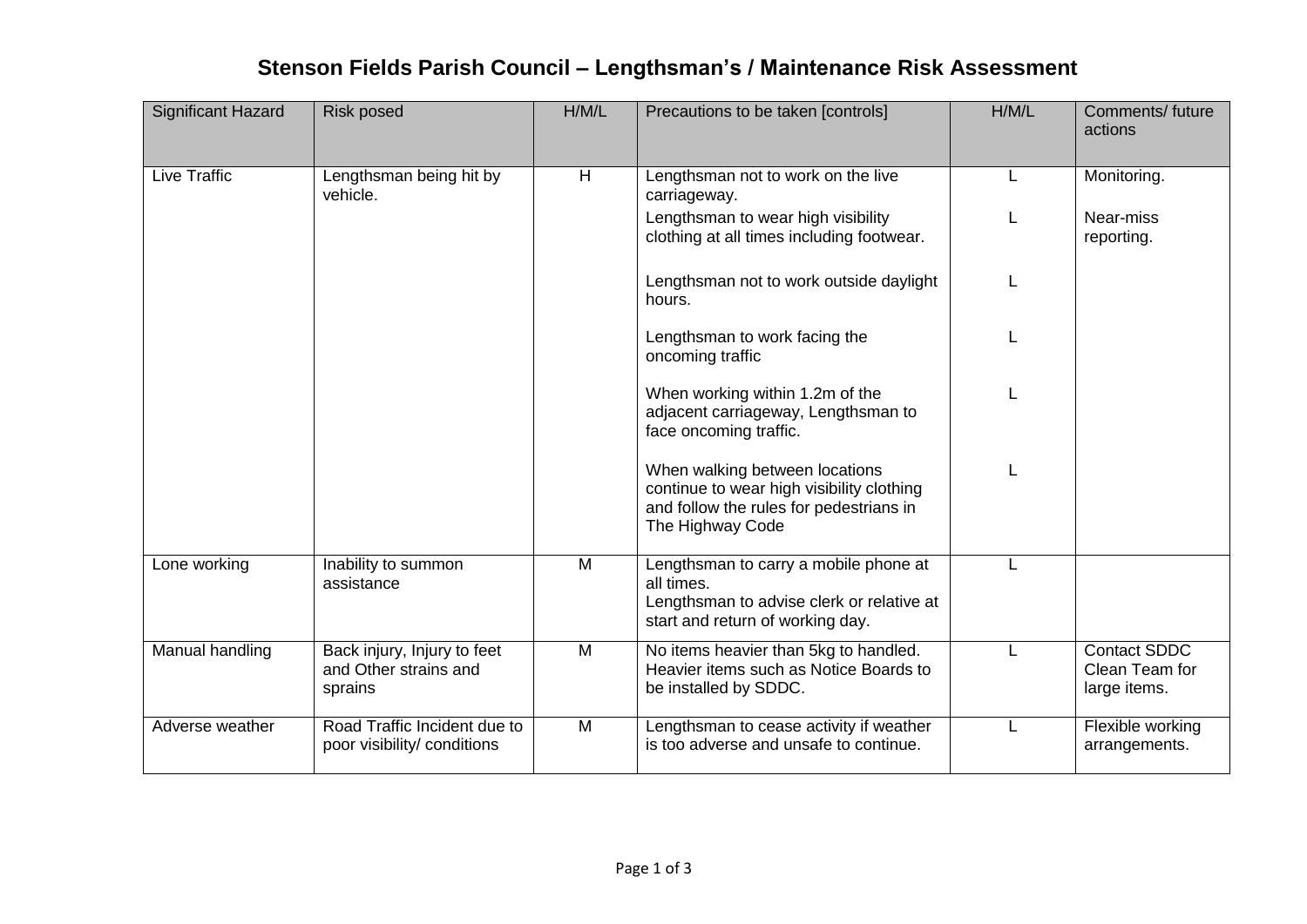# Stenson Fields Parish Council – Lengthsman's / Maintenance Risk Assessment

| Significant Hazard | Risk posed | H/M/L | Precautions to be taken [controls] | H/M/L | Comments/ future actions |
|---|---|---|---|---|---|
| Live Traffic | Lengthsman being hit by vehicle. | H | Lengthsman not to work on the live carriageway. | L | Monitoring. |
| | | | Lengthsman to wear high visibility clothing at all times including footwear. | L | Near-miss reporting. |
| | | | Lengthsman not to work outside daylight hours. | L | |
| | | | Lengthsman to work facing the oncoming traffic | L | |
| | | | When working within 1.2m of the adjacent carriageway, Lengthsman to face oncoming traffic. | L | |
| | | | When walking between locations continue to wear high visibility clothing and follow the rules for pedestrians in The Highway Code | L | |
| Lone working | Inability to summon assistance | M | Lengthsman to carry a mobile phone at all times.<br>Lengthsman to advise clerk or relative at start and return of working day. | L | |
| Manual handling | Back injury, Injury to feet and Other strains and sprains | M | No items heavier than 5kg to handled. Heavier items such as Notice Boards to be installed by SDDC. | L | Contact SDDC Clean Team for large items. |
| Adverse weather | Road Traffic Incident due to poor visibility/ conditions | M | Lengthsman to cease activity if weather is too adverse and unsafe to continue. | L | Flexible working arrangements. |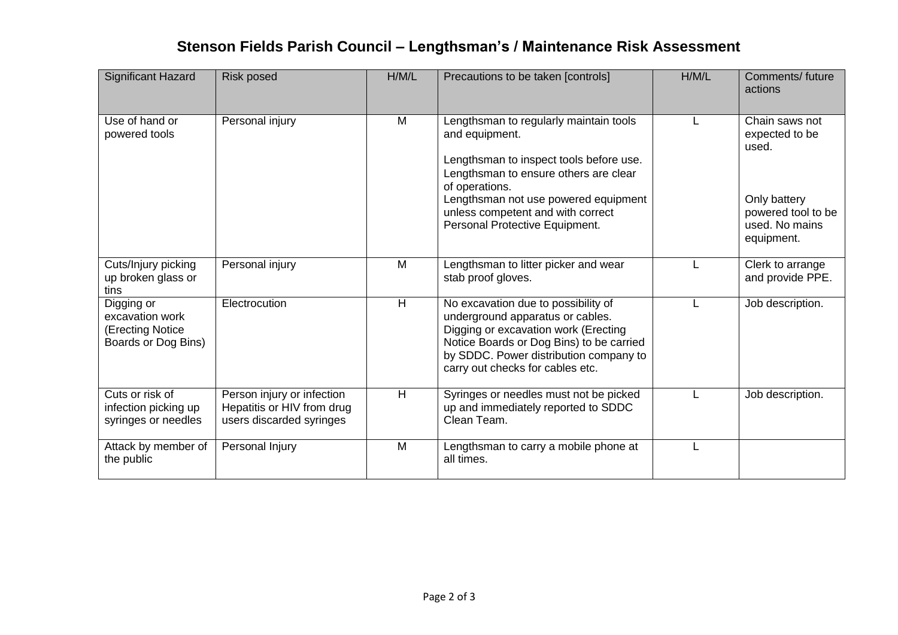# Stenson Fields Parish Council – Lengthsman's / Maintenance Risk Assessment

| Significant Hazard | Risk posed | H/M/L | Precautions to be taken [controls] | H/M/L | Comments/ future actions |
|---|---|---|---|---|---|
| Use of hand or powered tools | Personal injury | M | Lengthsman to regularly maintain tools and equipment.<br><br>Lengthsman to inspect tools before use.<br>Lengthsman to ensure others are clear of operations.<br>Lengthsman not use powered equipment unless competent and with correct Personal Protective Equipment. | L | Chain saws not expected to be used.<br><br>Only battery powered tool to be used. No mains equipment. |
| Cuts/Injury picking up broken glass or tins | Personal injury | M | Lengthsman to litter picker and wear stab proof gloves. | L | Clerk to arrange and provide PPE. |
| Digging or excavation work (Erecting Notice Boards or Dog Bins) | Electrocution | H | No excavation due to possibility of underground apparatus or cables. Digging or excavation work (Erecting Notice Boards or Dog Bins) to be carried by SDDC. Power distribution company to carry out checks for cables etc. | L | Job description. |
| Cuts or risk of infection picking up syringes or needles | Person injury or infection Hepatitis or HIV from drug users discarded syringes | H | Syringes or needles must not be picked up and immediately reported to SDDC Clean Team. | L | Job description. |
| Attack by member of the public | Personal Injury | M | Lengthsman to carry a mobile phone at all times. | L | |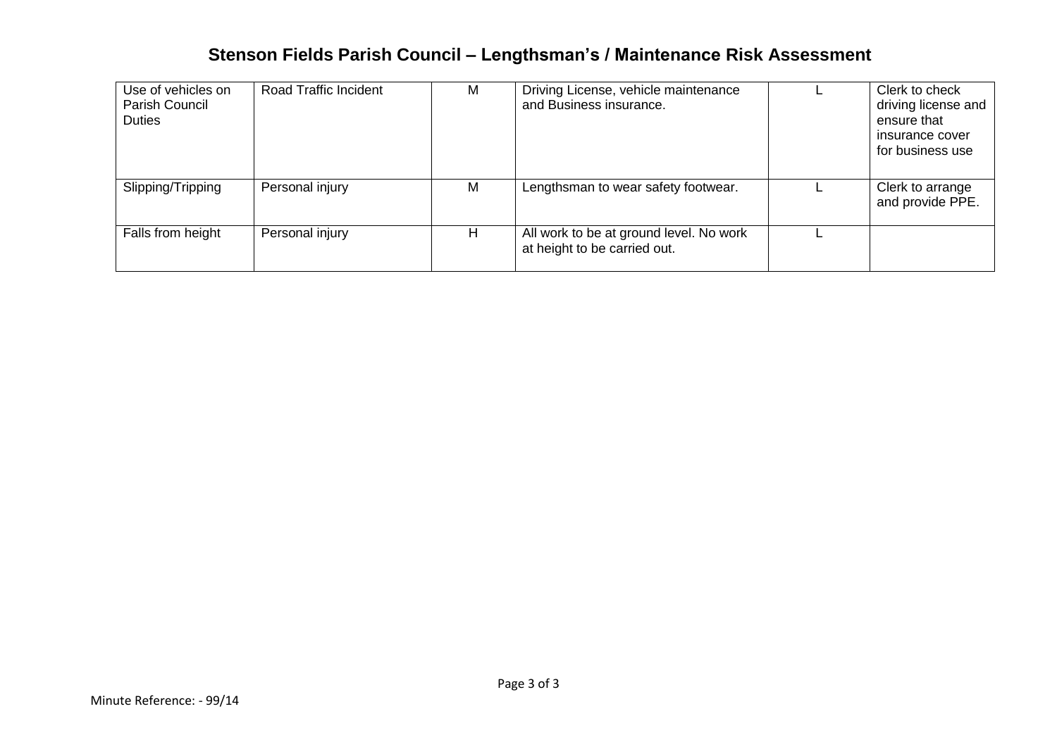# Stenson Fields Parish Council – Lengthsman's / Maintenance Risk Assessment

| | | | | | |
|---|---|---|---|---|---|
| Use of vehicles on Parish Council Duties | Road Traffic Incident | M | Driving License, vehicle maintenance and Business insurance. | L | Clerk to check driving license and ensure that insurance cover for business use |
| Slipping/Tripping | Personal injury | M | Lengthsman to wear safety footwear. | L | Clerk to arrange and provide PPE. |
| Falls from height | Personal injury | H | All work to be at ground level. No work at height to be carried out. | L | |

Minute Reference: - 99/14